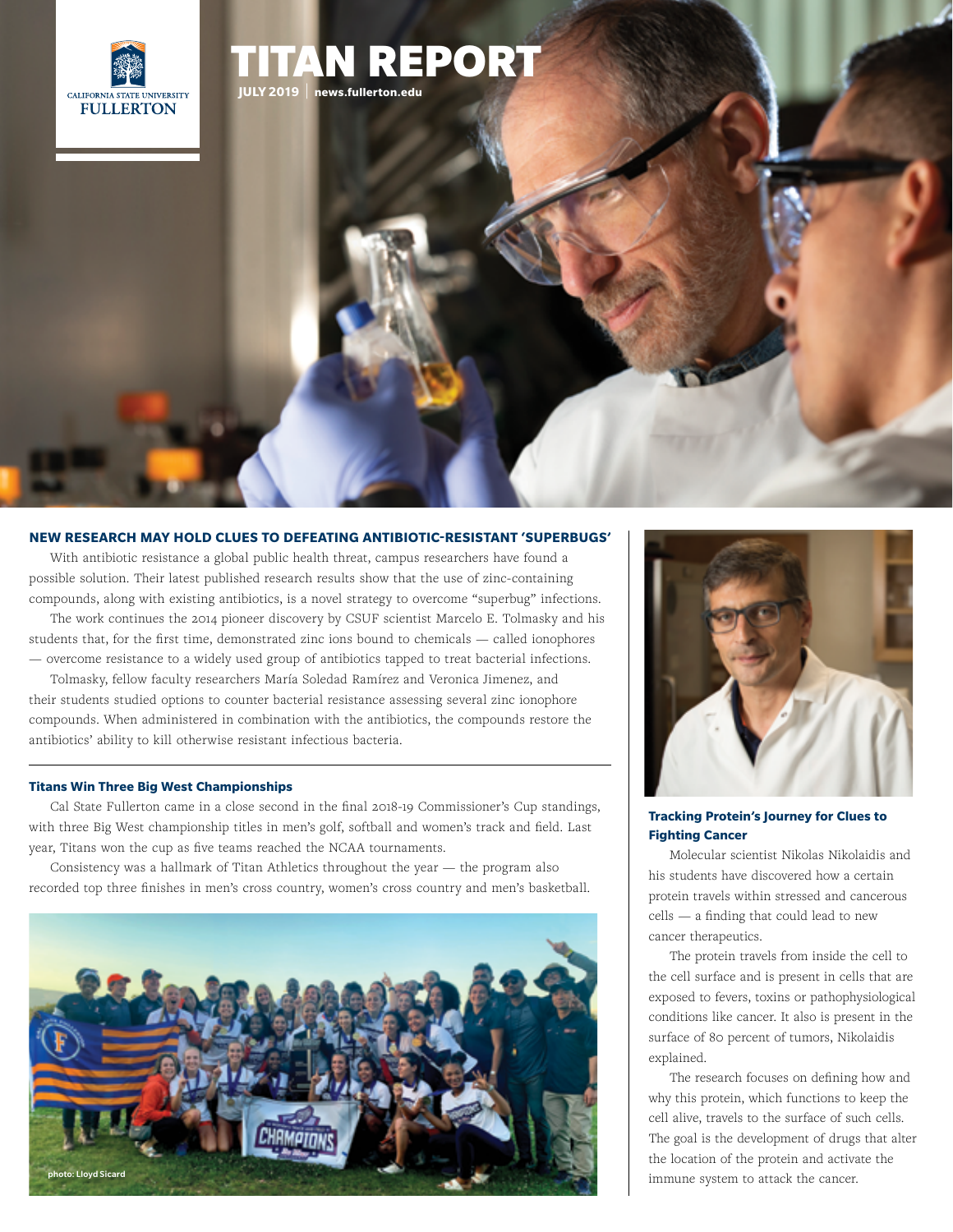# TITAN REPORT

**JULY 2019** | **news.fullerton.edu**

## NEW RESEARCH MAY HOLD CLUES TO DEFEATING ANTIBIOTIC-RESISTANT 'SUPERBUGS'

With antibiotic resistance a global public health threat, campus researchers have found a possible solution. Their latest published research results show that the use of zinc-containing compounds, along with existing antibiotics, is a novel strategy to overcome "superbug" infections.

The work continues the 2014 pioneer discovery by CSUF scientist Marcelo E. Tolmasky and his students that, for the first time, demonstrated zinc ions bound to chemicals — called ionophores — overcome resistance to a widely used group of antibiotics tapped to treat bacterial infections.

Tolmasky, fellow faculty researchers María Soledad Ramírez and Veronica Jimenez, and their students studied options to counter bacterial resistance assessing several zinc ionophore compounds. When administered in combination with the antibiotics, the compounds restore the antibiotics' ability to kill otherwise resistant infectious bacteria.

### Titans Win Three Big West Championships

Cal State Fullerton came in a close second in the final 2018-19 Commissioner's Cup standings, with three Big West championship titles in men's golf, softball and women's track and field. Last year, Titans won the cup as five teams reached the NCAA tournaments.

Consistency was a hallmark of Titan Athletics throughout the year — the program also recorded top three finishes in men's cross country, women's cross country and men's basketball.

photo: Lloyd Sicard

### Tracking Protein's Journey for Clues to Fighting Cancer

Molecular scientist Nikolas Nikolaidis and his students have discovered how a certain protein travels within stressed and cancerous cells — a finding that could lead to new cancer therapeutics.

The protein travels from inside the cell to the cell surface and is present in cells that are exposed to fevers, toxins or pathophysiological conditions like cancer. It also is present in the surface of 80 percent of tumors, Nikolaidis explained.

The research focuses on defining how and why this protein, which functions to keep the cell alive, travels to the surface of such cells. The goal is the development of drugs that alter the location of the protein and activate the immune system to attack the cancer.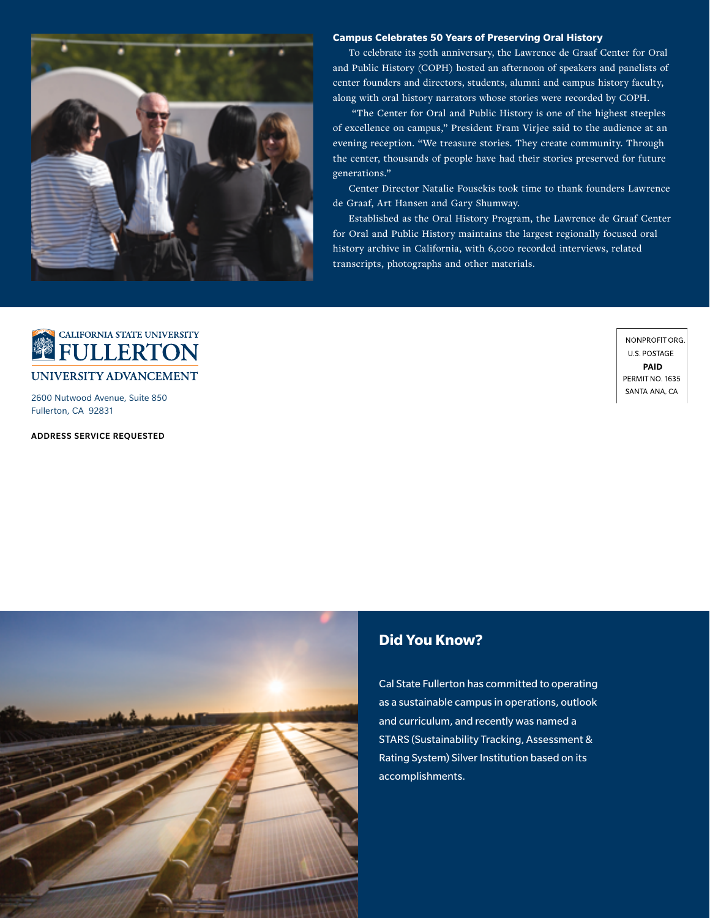**Campus Celebrates 50 Years of Preserving Oral History**

To celebrate its 50th anniversary, the Lawrence de Graaf Center for Oral and Public History (COPH) hosted an afternoon of speakers and panelists of center founders and directors, students, alumni and campus history faculty, along with oral history narrators whose stories were recorded by COPH.

"The Center for Oral and Public History is one of the highest steeples of excellence on campus," President Fram Virjee said to the audience at an evening reception. "We treasure stories. They create community. Through the center, thousands of people have had their stories preserved for future generations."

Center Director Natalie Fousekis took time to thank founders Lawrence de Graaf, Art Hansen and Gary Shumway.

Established as the Oral History Program, the Lawrence de Graaf Center for Oral and Public History maintains the largest regionally focused oral history archive in California, with 6,000 recorded interviews, related transcripts, photographs and other materials.

CALIFORNIA STATE UNIVERSITY
FULLERTON
UNIVERSITY ADVANCEMENT

2600 Nutwood Avenue, Suite 850
Fullerton, CA 92831

ADDRESS SERVICE REQUESTED

NONPROFIT ORG.
U.S. POSTAGE
**PAID**
PERMIT NO. 1635
SANTA ANA, CA

## Did You Know?

Cal State Fullerton has committed to operating as a sustainable campus in operations, outlook and curriculum, and recently was named a STARS (Sustainability Tracking, Assessment & Rating System) Silver Institution based on its accomplishments.